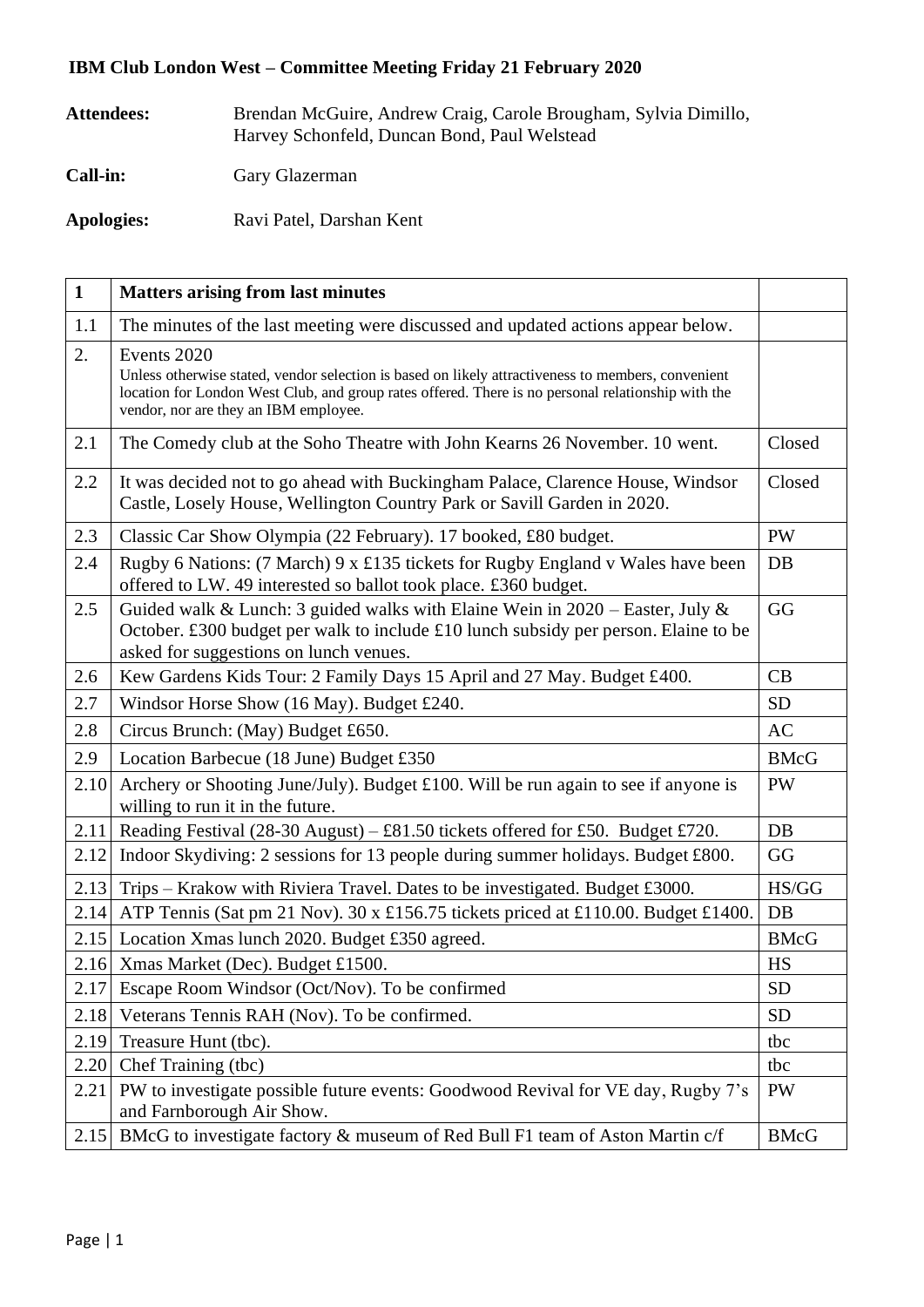**IBM Club London West – Committee Meeting Friday 21 February 2020**

**Attendees:** Brendan McGuire, Andrew Craig, Carole Brougham, Sylvia Dimillo, Harvey Schonfeld, Duncan Bond, Paul Welstead

**Call-in:** Gary Glazerman

**Apologies:** Ravi Patel, Darshan Kent

| 1 | **Matters arising from last minutes** | |
|---|---|---|
| 1.1 | The minutes of the last meeting were discussed and updated actions appear below. | |
| 2. | Events 2020<br>Unless otherwise stated, vendor selection is based on likely attractiveness to members, convenient location for London West Club, and group rates offered. There is no personal relationship with the vendor, nor are they an IBM employee. | |
| 2.1 | The Comedy club at the Soho Theatre with John Kearns 26 November. 10 went. | Closed |
| 2.2 | It was decided not to go ahead with Buckingham Palace, Clarence House, Windsor Castle, Losely House, Wellington Country Park or Savill Garden in 2020. | Closed |
| 2.3 | Classic Car Show Olympia (22 February). 17 booked, £80 budget. | PW |
| 2.4 | Rugby 6 Nations: (7 March) 9 x £135 tickets for Rugby England v Wales have been offered to LW. 49 interested so ballot took place. £360 budget. | DB |
| 2.5 | Guided walk & Lunch: 3 guided walks with Elaine Wein in 2020 – Easter, July & October. £300 budget per walk to include £10 lunch subsidy per person. Elaine to be asked for suggestions on lunch venues. | GG |
| 2.6 | Kew Gardens Kids Tour: 2 Family Days 15 April and 27 May. Budget £400. | CB |
| 2.7 | Windsor Horse Show (16 May). Budget £240. | SD |
| 2.8 | Circus Brunch: (May) Budget £650. | AC |
| 2.9 | Location Barbecue (18 June) Budget £350 | BMcG |
| 2.10 | Archery or Shooting June/July). Budget £100. Will be run again to see if anyone is willing to run it in the future. | PW |
| 2.11 | Reading Festival (28-30 August) – £81.50 tickets offered for £50. Budget £720. | DB |
| 2.12 | Indoor Skydiving: 2 sessions for 13 people during summer holidays. Budget £800. | GG |
| 2.13 | Trips – Krakow with Riviera Travel. Dates to be investigated. Budget £3000. | HS/GG |
| 2.14 | ATP Tennis (Sat pm 21 Nov). 30 x £156.75 tickets priced at £110.00. Budget £1400. | DB |
| 2.15 | Location Xmas lunch 2020. Budget £350 agreed. | BMcG |
| 2.16 | Xmas Market (Dec). Budget £1500. | HS |
| 2.17 | Escape Room Windsor (Oct/Nov). To be confirmed | SD |
| 2.18 | Veterans Tennis RAH (Nov). To be confirmed. | SD |
| 2.19 | Treasure Hunt (tbc). | tbc |
| 2.20 | Chef Training (tbc) | tbc |
| 2.21 | PW to investigate possible future events: Goodwood Revival for VE day, Rugby 7's and Farnborough Air Show. | PW |
| 2.15 | BMcG to investigate factory & museum of Red Bull F1 team of Aston Martin c/f | BMcG |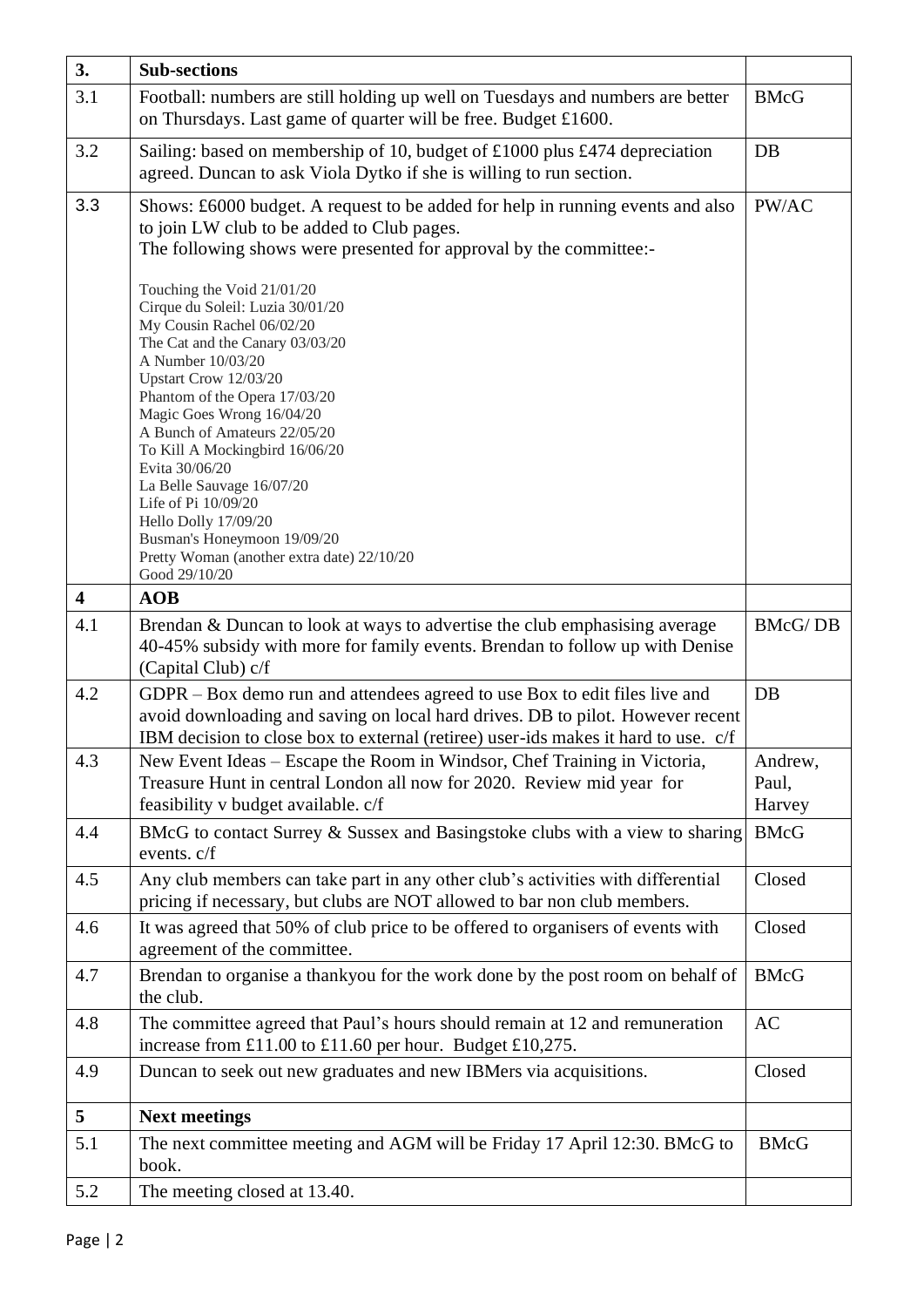| | | |
|---|---|---|
| **3.** | **Sub-sections** | |
| 3.1 | Football: numbers are still holding up well on Tuesdays and numbers are better on Thursdays. Last game of quarter will be free. Budget £1600. | BMcG |
| 3.2 | Sailing: based on membership of 10, budget of £1000 plus £474 depreciation agreed. Duncan to ask Viola Dytko if she is willing to run section. | DB |
| 3.3 | Shows: £6000 budget. A request to be added for help in running events and also to join LW club to be added to Club pages.<br>The following shows were presented for approval by the committee:-<br><br>Touching the Void 21/01/20<br>Cirque du Soleil: Luzia 30/01/20<br>My Cousin Rachel 06/02/20<br>The Cat and the Canary 03/03/20<br>A Number 10/03/20<br>Upstart Crow 12/03/20<br>Phantom of the Opera 17/03/20<br>Magic Goes Wrong 16/04/20<br>A Bunch of Amateurs 22/05/20<br>To Kill A Mockingbird 16/06/20<br>Evita 30/06/20<br>La Belle Sauvage 16/07/20<br>Life of Pi 10/09/20<br>Hello Dolly 17/09/20<br>Busman's Honeymoon 19/09/20<br>Pretty Woman (another extra date) 22/10/20<br>Good 29/10/20 | PW/AC |
| **4** | **AOB** | |
| 4.1 | Brendan & Duncan to look at ways to advertise the club emphasising average 40-45% subsidy with more for family events. Brendan to follow up with Denise (Capital Club) c/f | BMcG/ DB |
| 4.2 | GDPR – Box demo run and attendees agreed to use Box to edit files live and avoid downloading and saving on local hard drives. DB to pilot. However recent IBM decision to close box to external (retiree) user-ids makes it hard to use. c/f | DB |
| 4.3 | New Event Ideas – Escape the Room in Windsor, Chef Training in Victoria, Treasure Hunt in central London all now for 2020. Review mid year for feasibility v budget available. c/f | Andrew, Paul, Harvey |
| 4.4 | BMcG to contact Surrey & Sussex and Basingstoke clubs with a view to sharing events. c/f | BMcG |
| 4.5 | Any club members can take part in any other club's activities with differential pricing if necessary, but clubs are NOT allowed to bar non club members. | Closed |
| 4.6 | It was agreed that 50% of club price to be offered to organisers of events with agreement of the committee. | Closed |
| 4.7 | Brendan to organise a thankyou for the work done by the post room on behalf of the club. | BMcG |
| 4.8 | The committee agreed that Paul's hours should remain at 12 and remuneration increase from £11.00 to £11.60 per hour. Budget £10,275. | AC |
| 4.9 | Duncan to seek out new graduates and new IBMers via acquisitions. | Closed |
| **5** | **Next meetings** | |
| 5.1 | The next committee meeting and AGM will be Friday 17 April 12:30. BMcG to book. | BMcG |
| 5.2 | The meeting closed at 13.40. | |